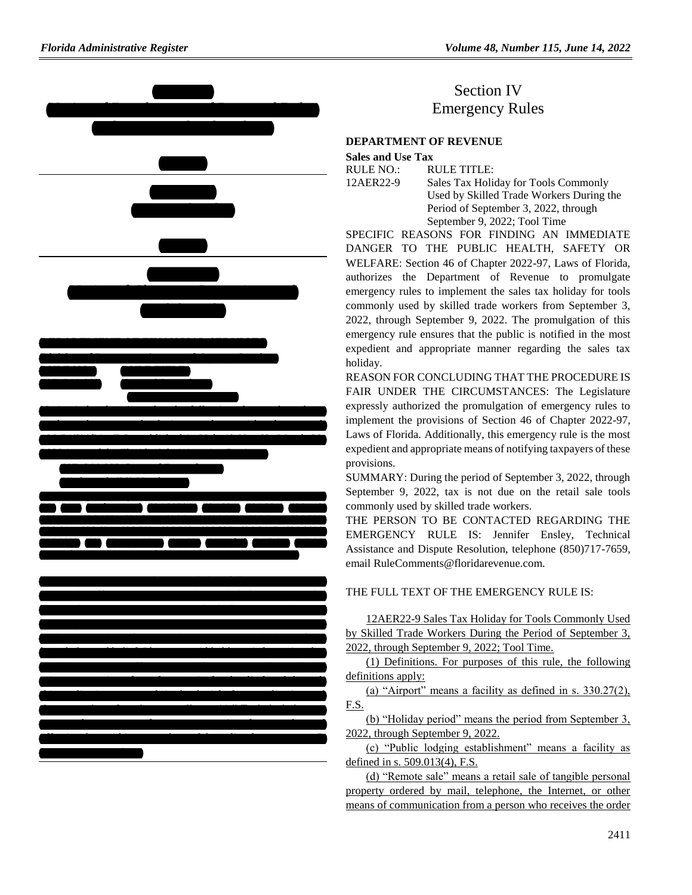# Section IV
# Emergency Rules

**DEPARTMENT OF REVENUE**

**Sales and Use Tax**

RULE NO.: RULE TITLE:

12AER22-9 Sales Tax Holiday for Tools Commonly Used by Skilled Trade Workers During the Period of September 3, 2022, through September 9, 2022; Tool Time

SPECIFIC REASONS FOR FINDING AN IMMEDIATE DANGER TO THE PUBLIC HEALTH, SAFETY OR WELFARE: Section 46 of Chapter 2022-97, Laws of Florida, authorizes the Department of Revenue to promulgate emergency rules to implement the sales tax holiday for tools commonly used by skilled trade workers from September 3, 2022, through September 9, 2022. The promulgation of this emergency rule ensures that the public is notified in the most expedient and appropriate manner regarding the sales tax holiday.

REASON FOR CONCLUDING THAT THE PROCEDURE IS FAIR UNDER THE CIRCUMSTANCES: The Legislature expressly authorized the promulgation of emergency rules to implement the provisions of Section 46 of Chapter 2022-97, Laws of Florida. Additionally, this emergency rule is the most expedient and appropriate means of notifying taxpayers of these provisions.

SUMMARY: During the period of September 3, 2022, through September 9, 2022, tax is not due on the retail sale tools commonly used by skilled trade workers.

THE PERSON TO BE CONTACTED REGARDING THE EMERGENCY RULE IS: Jennifer Ensley, Technical Assistance and Dispute Resolution, telephone (850)717-7659, email RuleComments@floridarevenue.com.

THE FULL TEXT OF THE EMERGENCY RULE IS:

12AER22-9 Sales Tax Holiday for Tools Commonly Used by Skilled Trade Workers During the Period of September 3, 2022, through September 9, 2022; Tool Time.

(1) Definitions. For purposes of this rule, the following definitions apply:

(a) "Airport" means a facility as defined in s. 330.27(2), F.S.

(b) "Holiday period" means the period from September 3, 2022, through September 9, 2022.

(c) "Public lodging establishment" means a facility as defined in s. 509.013(4), F.S.

(d) "Remote sale" means a retail sale of tangible personal property ordered by mail, telephone, the Internet, or other means of communication from a person who receives the order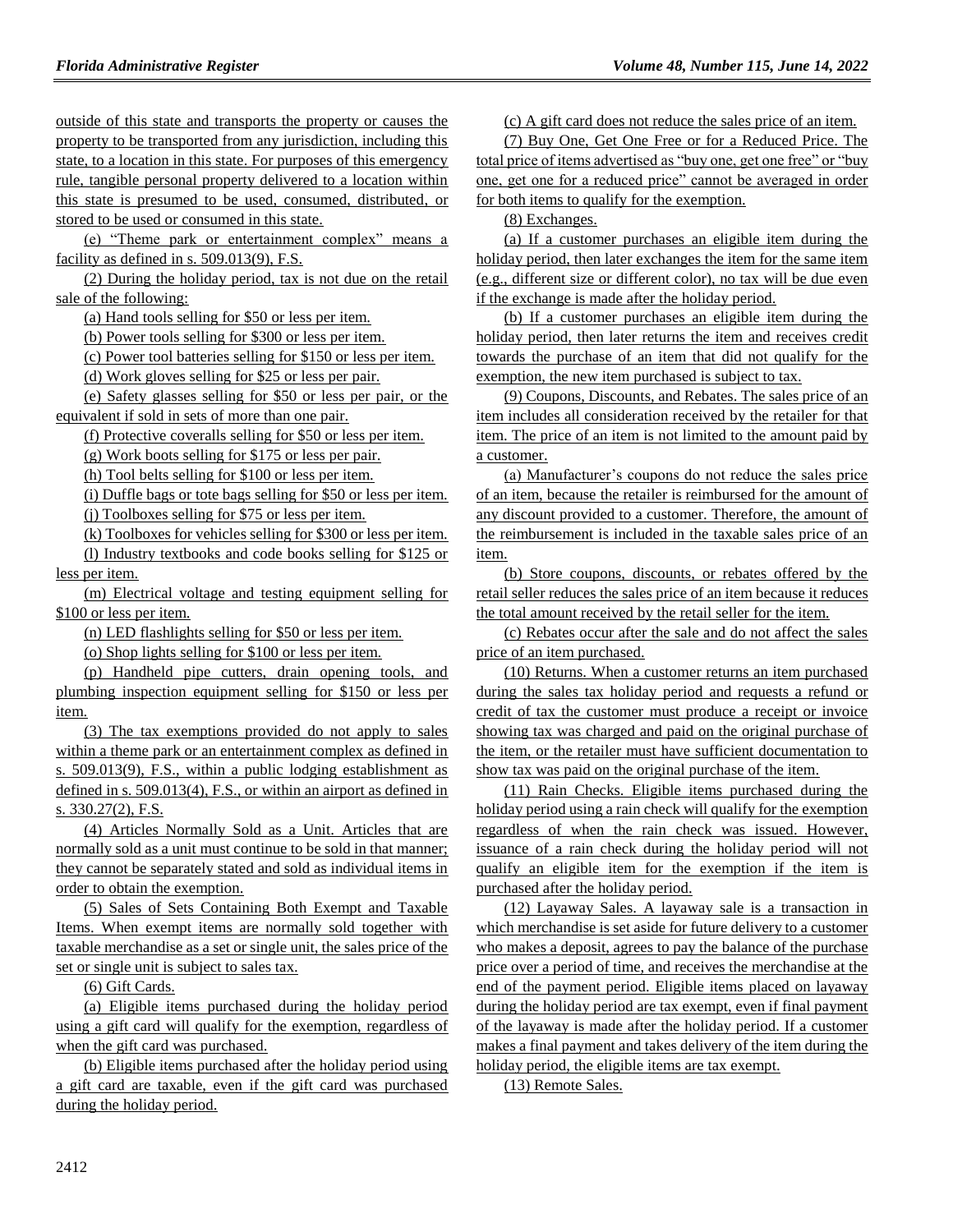outside of this state and transports the property or causes the property to be transported from any jurisdiction, including this state, to a location in this state. For purposes of this emergency rule, tangible personal property delivered to a location within this state is presumed to be used, consumed, distributed, or stored to be used or consumed in this state.

(e) "Theme park or entertainment complex" means a facility as defined in s. 509.013(9), F.S.

(2) During the holiday period, tax is not due on the retail sale of the following:

(a) Hand tools selling for $50 or less per item.

(b) Power tools selling for $300 or less per item.

(c) Power tool batteries selling for $150 or less per item.

(d) Work gloves selling for $25 or less per pair.

(e) Safety glasses selling for $50 or less per pair, or the equivalent if sold in sets of more than one pair.

(f) Protective coveralls selling for $50 or less per item.

(g) Work boots selling for $175 or less per pair.

(h) Tool belts selling for $100 or less per item.

(i) Duffle bags or tote bags selling for $50 or less per item.

(j) Toolboxes selling for $75 or less per item.

(k) Toolboxes for vehicles selling for $300 or less per item.

(l) Industry textbooks and code books selling for $125 or less per item.

(m) Electrical voltage and testing equipment selling for $100 or less per item.

(n) LED flashlights selling for $50 or less per item.

(o) Shop lights selling for $100 or less per item.

(p) Handheld pipe cutters, drain opening tools, and plumbing inspection equipment selling for $150 or less per item.

(3) The tax exemptions provided do not apply to sales within a theme park or an entertainment complex as defined in s. 509.013(9), F.S., within a public lodging establishment as defined in s. 509.013(4), F.S., or within an airport as defined in s. 330.27(2), F.S.

(4) Articles Normally Sold as a Unit. Articles that are normally sold as a unit must continue to be sold in that manner; they cannot be separately stated and sold as individual items in order to obtain the exemption.

(5) Sales of Sets Containing Both Exempt and Taxable Items. When exempt items are normally sold together with taxable merchandise as a set or single unit, the sales price of the set or single unit is subject to sales tax.

(6) Gift Cards.

(a) Eligible items purchased during the holiday period using a gift card will qualify for the exemption, regardless of when the gift card was purchased.

(b) Eligible items purchased after the holiday period using a gift card are taxable, even if the gift card was purchased during the holiday period.

(c) A gift card does not reduce the sales price of an item.

(7) Buy One, Get One Free or for a Reduced Price. The total price of items advertised as "buy one, get one free" or "buy one, get one for a reduced price" cannot be averaged in order for both items to qualify for the exemption.

(8) Exchanges.

(a) If a customer purchases an eligible item during the holiday period, then later exchanges the item for the same item (e.g., different size or different color), no tax will be due even if the exchange is made after the holiday period.

(b) If a customer purchases an eligible item during the holiday period, then later returns the item and receives credit towards the purchase of an item that did not qualify for the exemption, the new item purchased is subject to tax.

(9) Coupons, Discounts, and Rebates. The sales price of an item includes all consideration received by the retailer for that item. The price of an item is not limited to the amount paid by a customer.

(a) Manufacturer's coupons do not reduce the sales price of an item, because the retailer is reimbursed for the amount of any discount provided to a customer. Therefore, the amount of the reimbursement is included in the taxable sales price of an item.

(b) Store coupons, discounts, or rebates offered by the retail seller reduces the sales price of an item because it reduces the total amount received by the retail seller for the item.

(c) Rebates occur after the sale and do not affect the sales price of an item purchased.

(10) Returns. When a customer returns an item purchased during the sales tax holiday period and requests a refund or credit of tax the customer must produce a receipt or invoice showing tax was charged and paid on the original purchase of the item, or the retailer must have sufficient documentation to show tax was paid on the original purchase of the item.

(11) Rain Checks. Eligible items purchased during the holiday period using a rain check will qualify for the exemption regardless of when the rain check was issued. However, issuance of a rain check during the holiday period will not qualify an eligible item for the exemption if the item is purchased after the holiday period.

(12) Layaway Sales. A layaway sale is a transaction in which merchandise is set aside for future delivery to a customer who makes a deposit, agrees to pay the balance of the purchase price over a period of time, and receives the merchandise at the end of the payment period. Eligible items placed on layaway during the holiday period are tax exempt, even if final payment of the layaway is made after the holiday period. If a customer makes a final payment and takes delivery of the item during the holiday period, the eligible items are tax exempt.

(13) Remote Sales.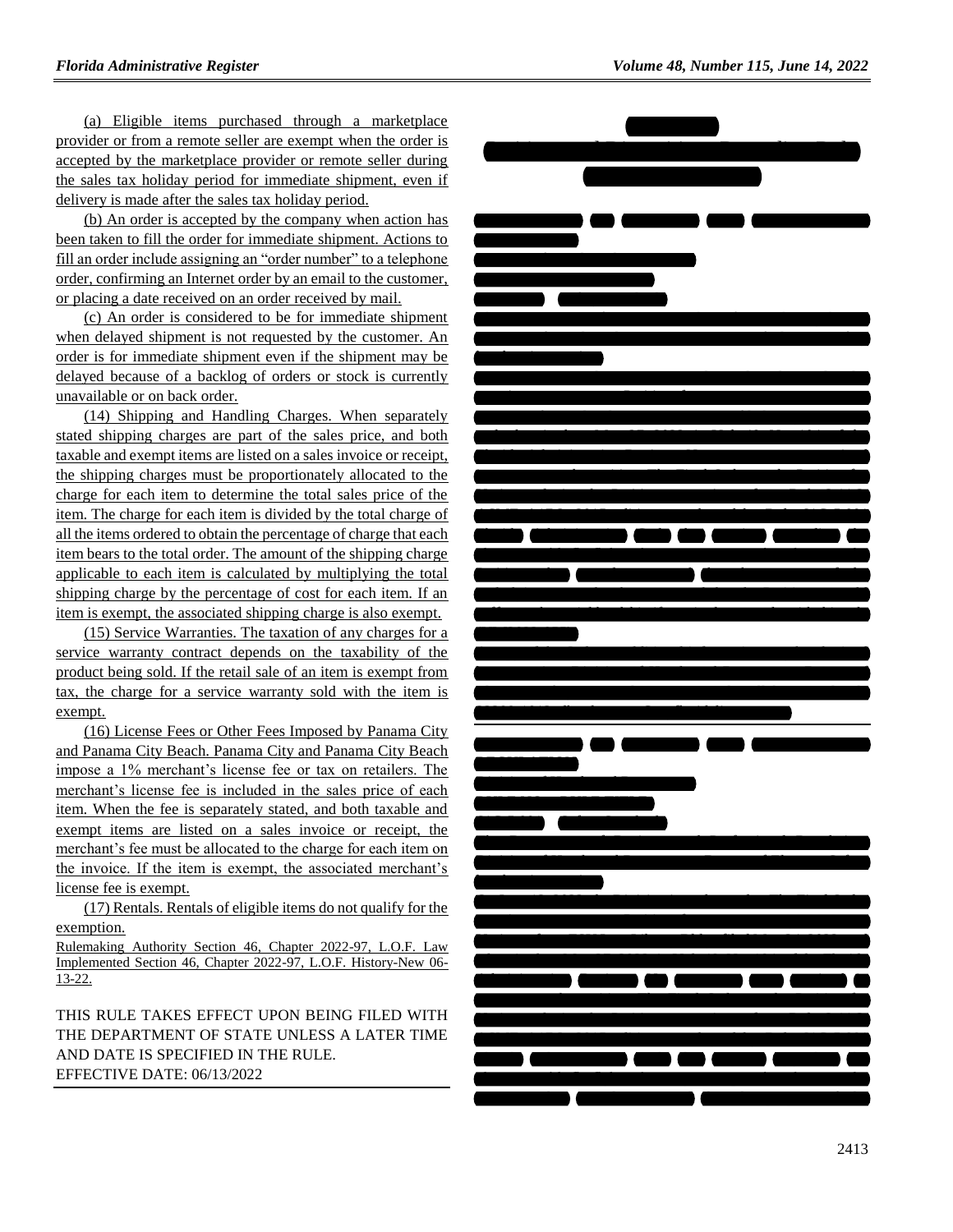(a) Eligible items purchased through a marketplace provider or from a remote seller are exempt when the order is accepted by the marketplace provider or remote seller during the sales tax holiday period for immediate shipment, even if delivery is made after the sales tax holiday period.

(b) An order is accepted by the company when action has been taken to fill the order for immediate shipment. Actions to fill an order include assigning an "order number" to a telephone order, confirming an Internet order by an email to the customer, or placing a date received on an order received by mail.

(c) An order is considered to be for immediate shipment when delayed shipment is not requested by the customer. An order is for immediate shipment even if the shipment may be delayed because of a backlog of orders or stock is currently unavailable or on back order.

(14) Shipping and Handling Charges. When separately stated shipping charges are part of the sales price, and both taxable and exempt items are listed on a sales invoice or receipt, the shipping charges must be proportionately allocated to the charge for each item to determine the total sales price of the item. The charge for each item is divided by the total charge of all the items ordered to obtain the percentage of charge that each item bears to the total order. The amount of the shipping charge applicable to each item is calculated by multiplying the total shipping charge by the percentage of cost for each item. If an item is exempt, the associated shipping charge is also exempt.

(15) Service Warranties. The taxation of any charges for a service warranty contract depends on the taxability of the product being sold. If the retail sale of an item is exempt from tax, the charge for a service warranty sold with the item is exempt.

(16) License Fees or Other Fees Imposed by Panama City and Panama City Beach. Panama City and Panama City Beach impose a 1% merchant's license fee or tax on retailers. The merchant's license fee is included in the sales price of each item. When the fee is separately stated, and both taxable and exempt items are listed on a sales invoice or receipt, the merchant's fee must be allocated to the charge for each item on the invoice. If the item is exempt, the associated merchant's license fee is exempt.

(17) Rentals. Rentals of eligible items do not qualify for the exemption.

Rulemaking Authority Section 46, Chapter 2022-97, L.O.F. Law Implemented Section 46, Chapter 2022-97, L.O.F. History-New 06-13-22.

THIS RULE TAKES EFFECT UPON BEING FILED WITH THE DEPARTMENT OF STATE UNLESS A LATER TIME AND DATE IS SPECIFIED IN THE RULE.
EFFECTIVE DATE: 06/13/2022